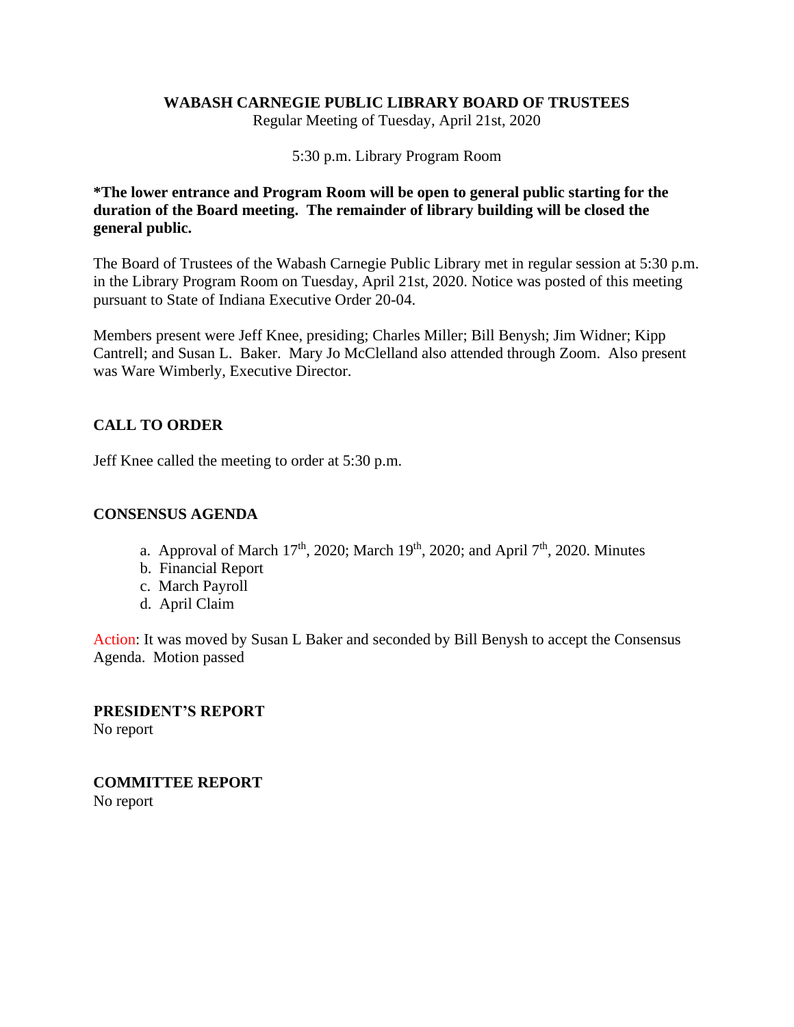**WABASH CARNEGIE PUBLIC LIBRARY BOARD OF TRUSTEES**
Regular Meeting of Tuesday, April 21st, 2020

5:30 p.m. Library Program Room

**\*The lower entrance and Program Room will be open to general public starting for the duration of the Board meeting. The remainder of library building will be closed the general public.**

The Board of Trustees of the Wabash Carnegie Public Library met in regular session at 5:30 p.m. in the Library Program Room on Tuesday, April 21st, 2020. Notice was posted of this meeting pursuant to State of Indiana Executive Order 20-04.

Members present were Jeff Knee, presiding; Charles Miller; Bill Benysh; Jim Widner; Kipp Cantrell; and Susan L. Baker. Mary Jo McClelland also attended through Zoom. Also present was Ware Wimberly, Executive Director.

## CALL TO ORDER

Jeff Knee called the meeting to order at 5:30 p.m.

## CONSENSUS AGENDA

a. Approval of March 17th, 2020; March 19th, 2020; and April 7th, 2020. Minutes
b. Financial Report
c. March Payroll
d. April Claim

Action: It was moved by Susan L Baker and seconded by Bill Benysh to accept the Consensus Agenda. Motion passed

## PRESIDENT'S REPORT

No report

## COMMITTEE REPORT

No report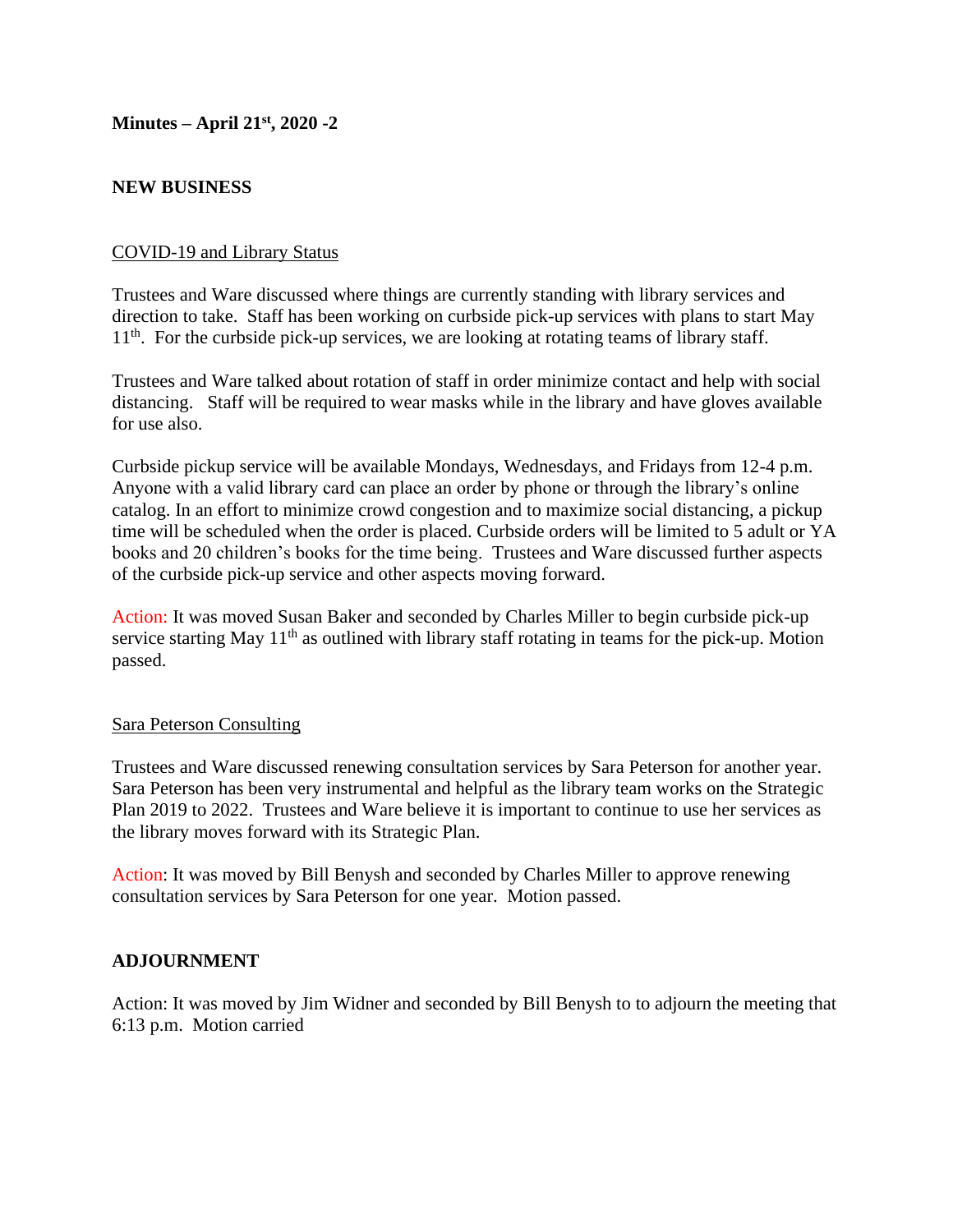**Minutes – April 21st, 2020 -2**

## NEW BUSINESS

<u>COVID-19 and Library Status</u>

Trustees and Ware discussed where things are currently standing with library services and direction to take. Staff has been working on curbside pick-up services with plans to start May 11th. For the curbside pick-up services, we are looking at rotating teams of library staff.

Trustees and Ware talked about rotation of staff in order minimize contact and help with social distancing. Staff will be required to wear masks while in the library and have gloves available for use also.

Curbside pickup service will be available Mondays, Wednesdays, and Fridays from 12-4 p.m. Anyone with a valid library card can place an order by phone or through the library's online catalog. In an effort to minimize crowd congestion and to maximize social distancing, a pickup time will be scheduled when the order is placed. Curbside orders will be limited to 5 adult or YA books and 20 children's books for the time being. Trustees and Ware discussed further aspects of the curbside pick-up service and other aspects moving forward.

Action: It was moved Susan Baker and seconded by Charles Miller to begin curbside pick-up service starting May 11th as outlined with library staff rotating in teams for the pick-up. Motion passed.

<u>Sara Peterson Consulting</u>

Trustees and Ware discussed renewing consultation services by Sara Peterson for another year. Sara Peterson has been very instrumental and helpful as the library team works on the Strategic Plan 2019 to 2022. Trustees and Ware believe it is important to continue to use her services as the library moves forward with its Strategic Plan.

Action: It was moved by Bill Benysh and seconded by Charles Miller to approve renewing consultation services by Sara Peterson for one year. Motion passed.

## ADJOURNMENT

Action: It was moved by Jim Widner and seconded by Bill Benysh to to adjourn the meeting that 6:13 p.m. Motion carried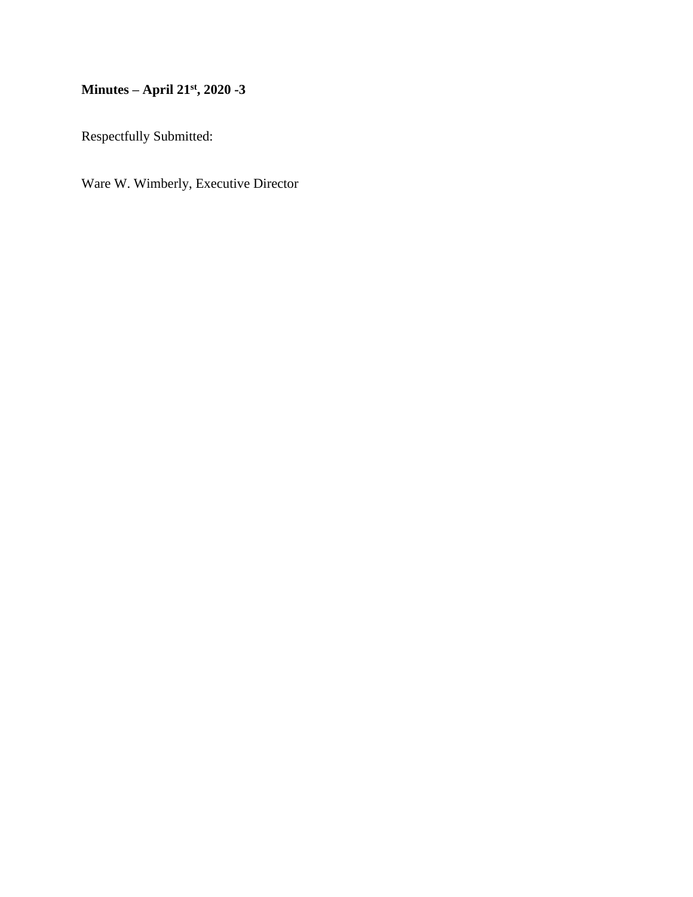Respectfully Submitted:

Ware W. Wimberly, Executive Director